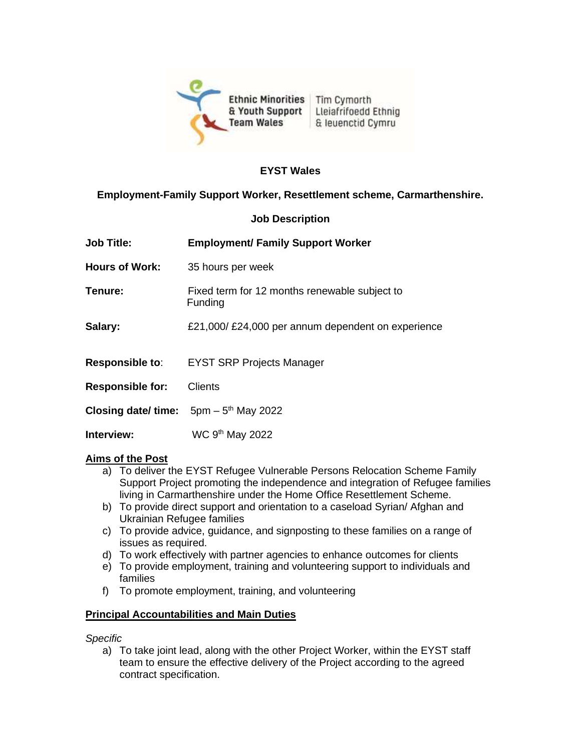Ethnic Minorities & Youth Support Team Wales | Tîm Cymorth Lleiafrifoedd Ethnig & Ieuenctid Cymru

**EYST Wales**

**Employment-Family Support Worker, Resettlement scheme, Carmarthenshire.**

**Job Description**

| | |
|---|---|
| **Job Title:** | **Employment/ Family Support Worker** |
| **Hours of Work:** | 35 hours per week |
| **Tenure:** | Fixed term for 12 months renewable subject to Funding |
| **Salary:** | £21,000/ £24,000 per annum dependent on experience |
| **Responsible to:** | EYST SRP Projects Manager |
| **Responsible for:** | Clients |
| **Closing date/ time:** | 5pm – 5th May 2022 |
| **Interview:** | WC 9th May 2022 |

**Aims of the Post**

a) To deliver the EYST Refugee Vulnerable Persons Relocation Scheme Family Support Project promoting the independence and integration of Refugee families living in Carmarthenshire under the Home Office Resettlement Scheme.
b) To provide direct support and orientation to a caseload Syrian/ Afghan and Ukrainian Refugee families
c) To provide advice, guidance, and signposting to these families on a range of issues as required.
d) To work effectively with partner agencies to enhance outcomes for clients
e) To provide employment, training and volunteering support to individuals and families
f) To promote employment, training, and volunteering

**Principal Accountabilities and Main Duties**

*Specific*

a) To take joint lead, along with the other Project Worker, within the EYST staff team to ensure the effective delivery of the Project according to the agreed contract specification.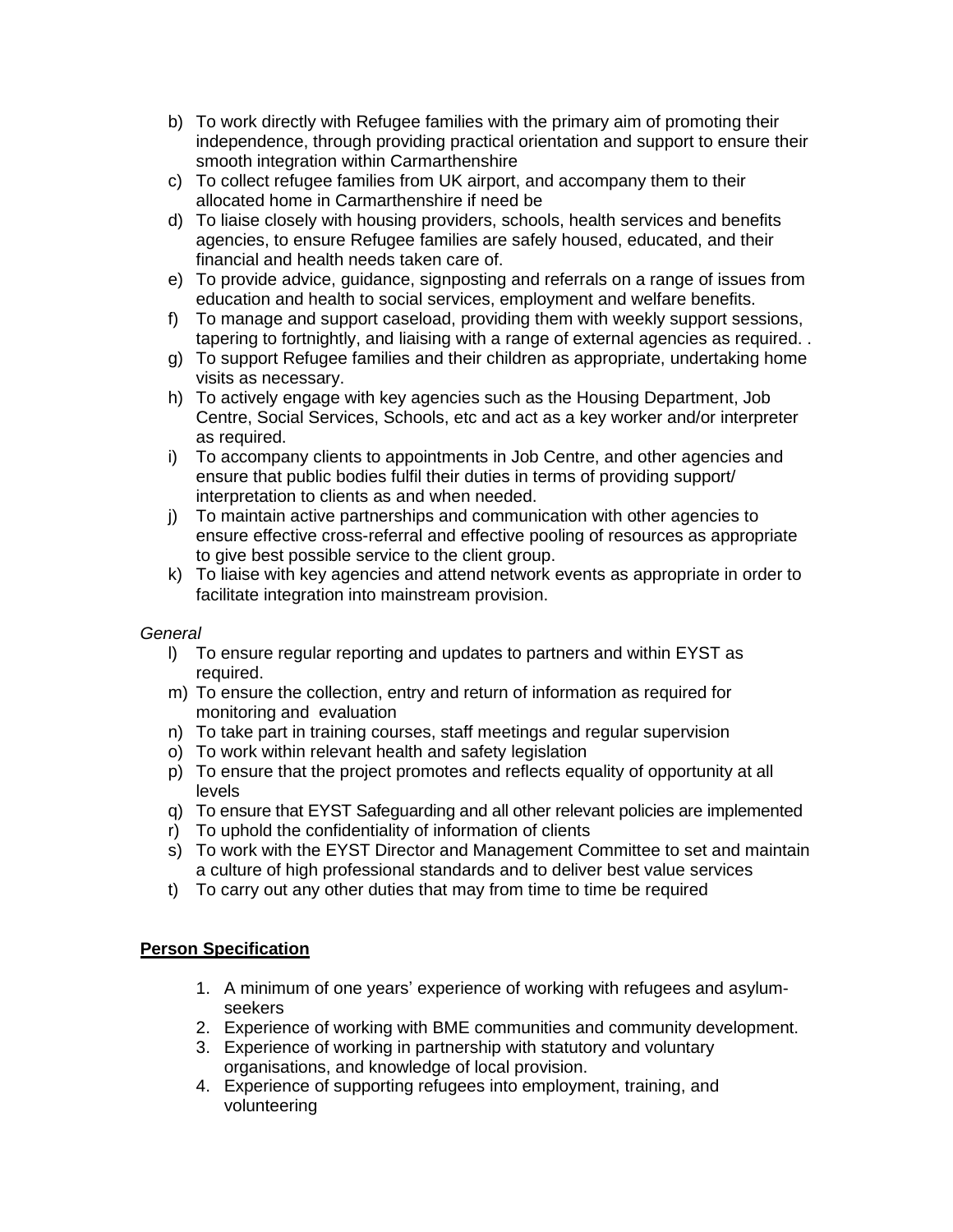b) To work directly with Refugee families with the primary aim of promoting their independence, through providing practical orientation and support to ensure their smooth integration within Carmarthenshire
c) To collect refugee families from UK airport, and accompany them to their allocated home in Carmarthenshire if need be
d) To liaise closely with housing providers, schools, health services and benefits agencies, to ensure Refugee families are safely housed, educated, and their financial and health needs taken care of.
e) To provide advice, guidance, signposting and referrals on a range of issues from education and health to social services, employment and welfare benefits.
f) To manage and support caseload, providing them with weekly support sessions, tapering to fortnightly, and liaising with a range of external agencies as required. .
g) To support Refugee families and their children as appropriate, undertaking home visits as necessary.
h) To actively engage with key agencies such as the Housing Department, Job Centre, Social Services, Schools, etc and act as a key worker and/or interpreter as required.
i) To accompany clients to appointments in Job Centre, and other agencies and ensure that public bodies fulfil their duties in terms of providing support/ interpretation to clients as and when needed.
j) To maintain active partnerships and communication with other agencies to ensure effective cross-referral and effective pooling of resources as appropriate to give best possible service to the client group.
k) To liaise with key agencies and attend network events as appropriate in order to facilitate integration into mainstream provision.

*General*

l) To ensure regular reporting and updates to partners and within EYST as required.
m) To ensure the collection, entry and return of information as required for monitoring and evaluation
n) To take part in training courses, staff meetings and regular supervision
o) To work within relevant health and safety legislation
p) To ensure that the project promotes and reflects equality of opportunity at all levels
q) To ensure that EYST Safeguarding and all other relevant policies are implemented
r) To uphold the confidentiality of information of clients
s) To work with the EYST Director and Management Committee to set and maintain a culture of high professional standards and to deliver best value services
t) To carry out any other duties that may from time to time be required

**Person Specification**

1. A minimum of one years' experience of working with refugees and asylum-seekers
2. Experience of working with BME communities and community development.
3. Experience of working in partnership with statutory and voluntary organisations, and knowledge of local provision.
4. Experience of supporting refugees into employment, training, and volunteering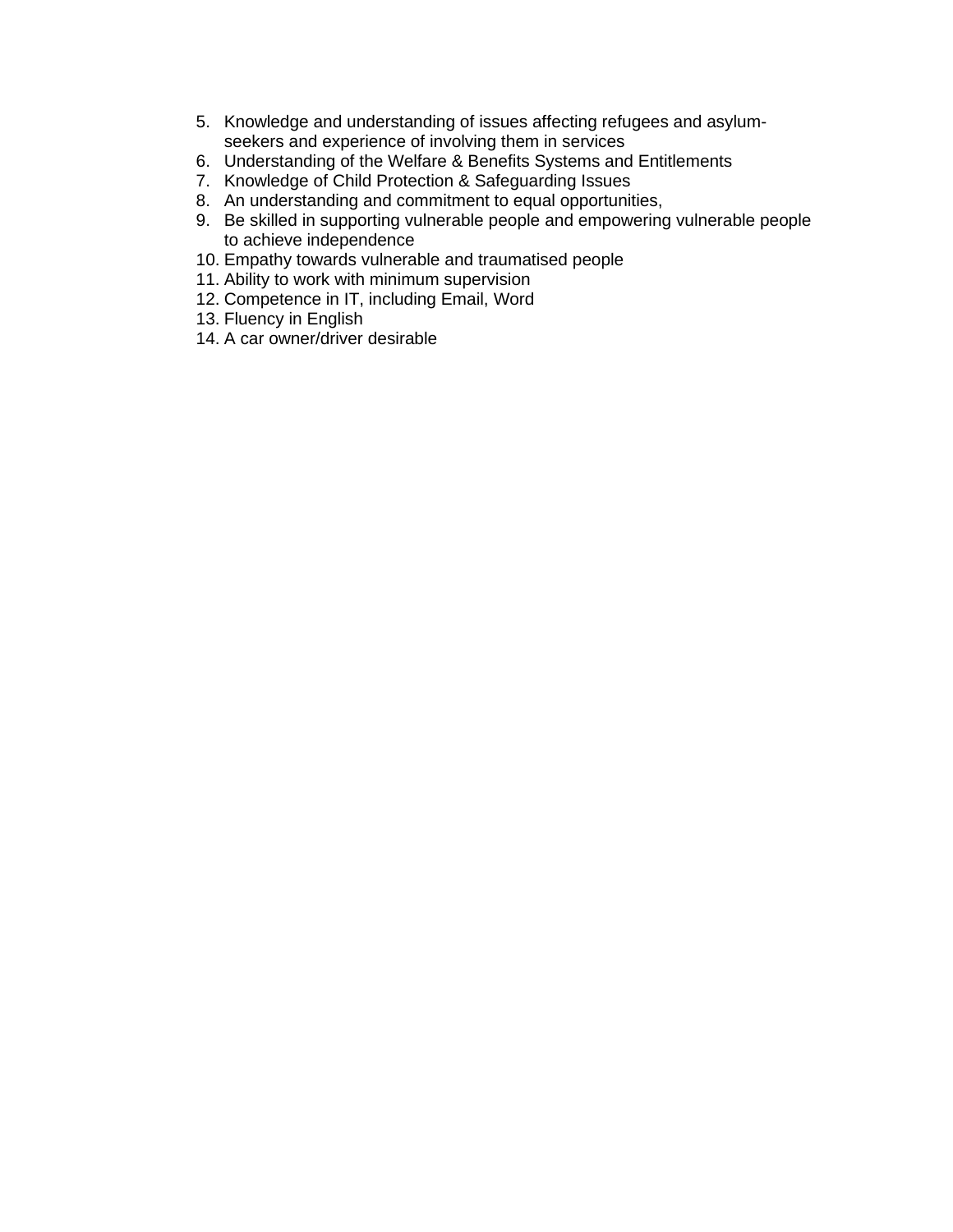5. Knowledge and understanding of issues affecting refugees and asylum-seekers and experience of involving them in services
6. Understanding of the Welfare & Benefits Systems and Entitlements
7. Knowledge of Child Protection & Safeguarding Issues
8. An understanding and commitment to equal opportunities,
9. Be skilled in supporting vulnerable people and empowering vulnerable people to achieve independence
10. Empathy towards vulnerable and traumatised people
11. Ability to work with minimum supervision
12. Competence in IT, including Email, Word
13. Fluency in English
14. A car owner/driver desirable